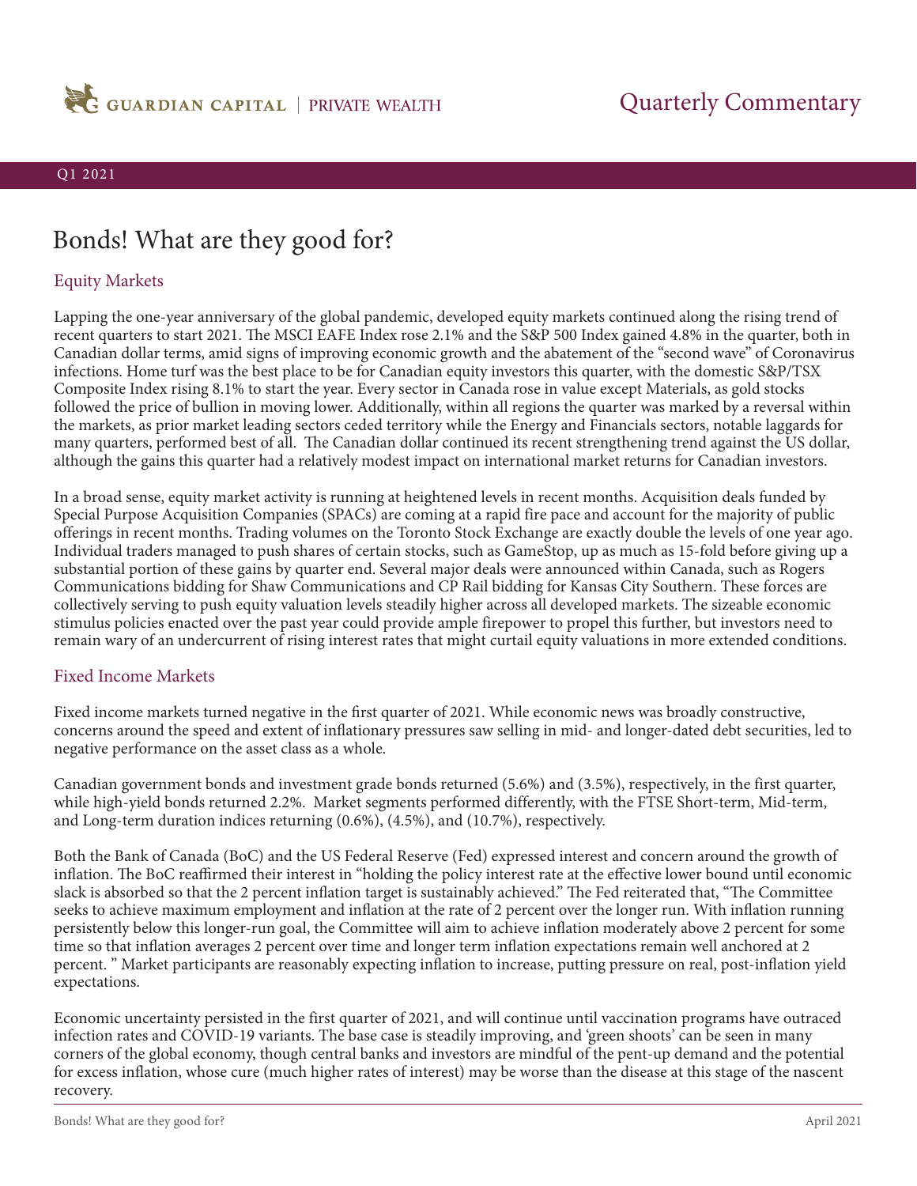GUARDIAN CAPITAL | PRIVATE WEALTH

Quarterly Commentary

Q1 2021

# Bonds! What are they good for?

## Equity Markets

Lapping the one-year anniversary of the global pandemic, developed equity markets continued along the rising trend of recent quarters to start 2021. The MSCI EAFE Index rose 2.1% and the S&P 500 Index gained 4.8% in the quarter, both in Canadian dollar terms, amid signs of improving economic growth and the abatement of the "second wave" of Coronavirus infections. Home turf was the best place to be for Canadian equity investors this quarter, with the domestic S&P/TSX Composite Index rising 8.1% to start the year. Every sector in Canada rose in value except Materials, as gold stocks followed the price of bullion in moving lower. Additionally, within all regions the quarter was marked by a reversal within the markets, as prior market leading sectors ceded territory while the Energy and Financials sectors, notable laggards for many quarters, performed best of all. The Canadian dollar continued its recent strengthening trend against the US dollar, although the gains this quarter had a relatively modest impact on international market returns for Canadian investors.

In a broad sense, equity market activity is running at heightened levels in recent months. Acquisition deals funded by Special Purpose Acquisition Companies (SPACs) are coming at a rapid fire pace and account for the majority of public offerings in recent months. Trading volumes on the Toronto Stock Exchange are exactly double the levels of one year ago. Individual traders managed to push shares of certain stocks, such as GameStop, up as much as 15-fold before giving up a substantial portion of these gains by quarter end. Several major deals were announced within Canada, such as Rogers Communications bidding for Shaw Communications and CP Rail bidding for Kansas City Southern. These forces are collectively serving to push equity valuation levels steadily higher across all developed markets. The sizeable economic stimulus policies enacted over the past year could provide ample firepower to propel this further, but investors need to remain wary of an undercurrent of rising interest rates that might curtail equity valuations in more extended conditions.

## Fixed Income Markets

Fixed income markets turned negative in the first quarter of 2021. While economic news was broadly constructive, concerns around the speed and extent of inflationary pressures saw selling in mid- and longer-dated debt securities, led to negative performance on the asset class as a whole.

Canadian government bonds and investment grade bonds returned (5.6%) and (3.5%), respectively, in the first quarter, while high-yield bonds returned 2.2%. Market segments performed differently, with the FTSE Short-term, Mid-term, and Long-term duration indices returning (0.6%), (4.5%), and (10.7%), respectively.

Both the Bank of Canada (BoC) and the US Federal Reserve (Fed) expressed interest and concern around the growth of inflation. The BoC reaffirmed their interest in "holding the policy interest rate at the effective lower bound until economic slack is absorbed so that the 2 percent inflation target is sustainably achieved." The Fed reiterated that, "The Committee seeks to achieve maximum employment and inflation at the rate of 2 percent over the longer run. With inflation running persistently below this longer-run goal, the Committee will aim to achieve inflation moderately above 2 percent for some time so that inflation averages 2 percent over time and longer term inflation expectations remain well anchored at 2 percent. " Market participants are reasonably expecting inflation to increase, putting pressure on real, post-inflation yield expectations.

Economic uncertainty persisted in the first quarter of 2021, and will continue until vaccination programs have outraced infection rates and COVID-19 variants. The base case is steadily improving, and 'green shoots' can be seen in many corners of the global economy, though central banks and investors are mindful of the pent-up demand and the potential for excess inflation, whose cure (much higher rates of interest) may be worse than the disease at this stage of the nascent recovery.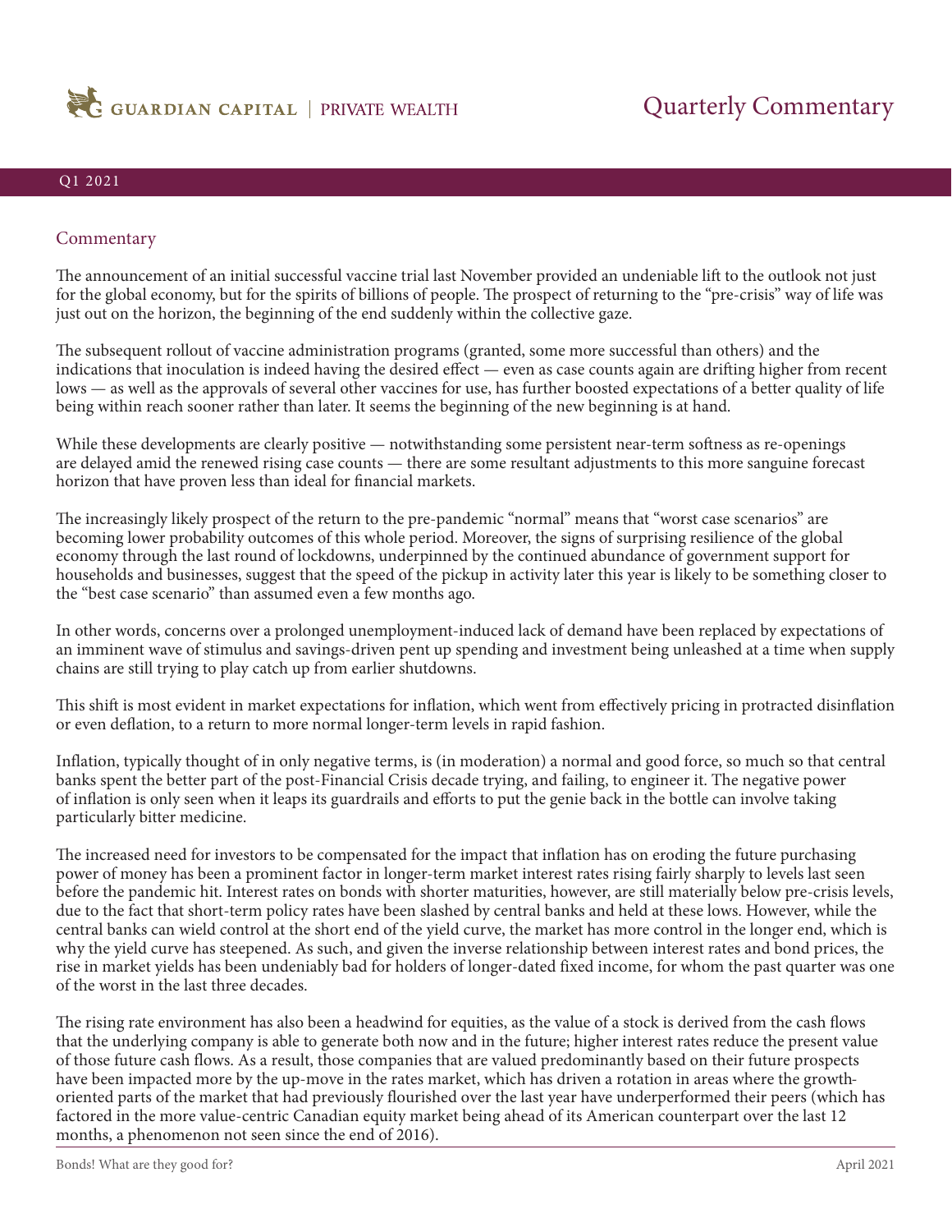## Commentary

The announcement of an initial successful vaccine trial last November provided an undeniable lift to the outlook not just for the global economy, but for the spirits of billions of people. The prospect of returning to the "pre-crisis" way of life was just out on the horizon, the beginning of the end suddenly within the collective gaze.

The subsequent rollout of vaccine administration programs (granted, some more successful than others) and the indications that inoculation is indeed having the desired effect — even as case counts again are drifting higher from recent lows — as well as the approvals of several other vaccines for use, has further boosted expectations of a better quality of life being within reach sooner rather than later. It seems the beginning of the new beginning is at hand.

While these developments are clearly positive — notwithstanding some persistent near-term softness as re-openings are delayed amid the renewed rising case counts — there are some resultant adjustments to this more sanguine forecast horizon that have proven less than ideal for financial markets.

The increasingly likely prospect of the return to the pre-pandemic "normal" means that "worst case scenarios" are becoming lower probability outcomes of this whole period. Moreover, the signs of surprising resilience of the global economy through the last round of lockdowns, underpinned by the continued abundance of government support for households and businesses, suggest that the speed of the pickup in activity later this year is likely to be something closer to the "best case scenario" than assumed even a few months ago.

In other words, concerns over a prolonged unemployment-induced lack of demand have been replaced by expectations of an imminent wave of stimulus and savings-driven pent up spending and investment being unleashed at a time when supply chains are still trying to play catch up from earlier shutdowns.

This shift is most evident in market expectations for inflation, which went from effectively pricing in protracted disinflation or even deflation, to a return to more normal longer-term levels in rapid fashion.

Inflation, typically thought of in only negative terms, is (in moderation) a normal and good force, so much so that central banks spent the better part of the post-Financial Crisis decade trying, and failing, to engineer it. The negative power of inflation is only seen when it leaps its guardrails and efforts to put the genie back in the bottle can involve taking particularly bitter medicine.

The increased need for investors to be compensated for the impact that inflation has on eroding the future purchasing power of money has been a prominent factor in longer-term market interest rates rising fairly sharply to levels last seen before the pandemic hit. Interest rates on bonds with shorter maturities, however, are still materially below pre-crisis levels, due to the fact that short-term policy rates have been slashed by central banks and held at these lows. However, while the central banks can wield control at the short end of the yield curve, the market has more control in the longer end, which is why the yield curve has steepened. As such, and given the inverse relationship between interest rates and bond prices, the rise in market yields has been undeniably bad for holders of longer-dated fixed income, for whom the past quarter was one of the worst in the last three decades.

The rising rate environment has also been a headwind for equities, as the value of a stock is derived from the cash flows that the underlying company is able to generate both now and in the future; higher interest rates reduce the present value of those future cash flows. As a result, those companies that are valued predominantly based on their future prospects have been impacted more by the up-move in the rates market, which has driven a rotation in areas where the growth-oriented parts of the market that had previously flourished over the last year have underperformed their peers (which has factored in the more value-centric Canadian equity market being ahead of its American counterpart over the last 12 months, a phenomenon not seen since the end of 2016).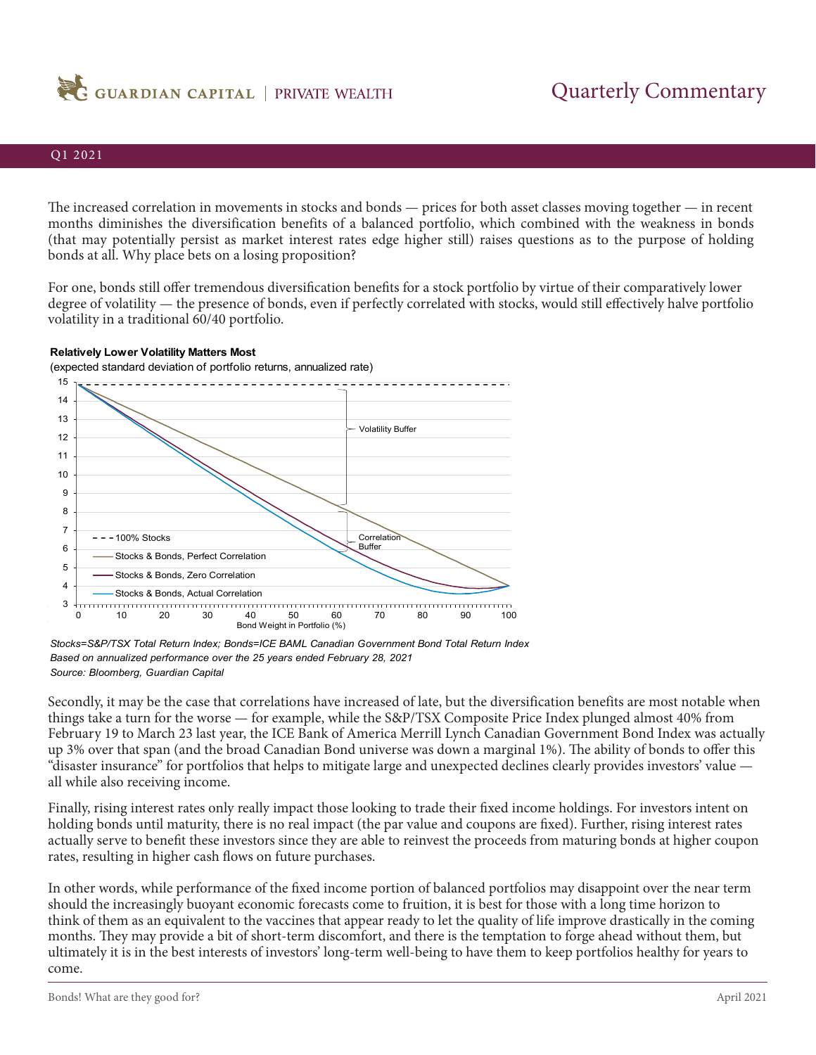The increased correlation in movements in stocks and bonds — prices for both asset classes moving together — in recent months diminishes the diversification benefits of a balanced portfolio, which combined with the weakness in bonds (that may potentially persist as market interest rates edge higher still) raises questions as to the purpose of holding bonds at all. Why place bets on a losing proposition?

For one, bonds still offer tremendous diversification benefits for a stock portfolio by virtue of their comparatively lower degree of volatility — the presence of bonds, even if perfectly correlated with stocks, would still effectively halve portfolio volatility in a traditional 60/40 portfolio.

**Relatively Lower Volatility Matters Most**

(expected standard deviation of portfolio returns, annualized rate)

*Stocks=S&P/TSX Total Return Index; Bonds=ICE BAML Canadian Government Bond Total Return Index*
*Based on annualized performance over the 25 years ended February 28, 2021*
*Source: Bloomberg, Guardian Capital*

Secondly, it may be the case that correlations have increased of late, but the diversification benefits are most notable when things take a turn for the worse — for example, while the S&P/TSX Composite Price Index plunged almost 40% from February 19 to March 23 last year, the ICE Bank of America Merrill Lynch Canadian Government Bond Index was actually up 3% over that span (and the broad Canadian Bond universe was down a marginal 1%). The ability of bonds to offer this "disaster insurance" for portfolios that helps to mitigate large and unexpected declines clearly provides investors' value — all while also receiving income.

Finally, rising interest rates only really impact those looking to trade their fixed income holdings. For investors intent on holding bonds until maturity, there is no real impact (the par value and coupons are fixed). Further, rising interest rates actually serve to benefit these investors since they are able to reinvest the proceeds from maturing bonds at higher coupon rates, resulting in higher cash flows on future purchases.

In other words, while performance of the fixed income portion of balanced portfolios may disappoint over the near term should the increasingly buoyant economic forecasts come to fruition, it is best for those with a long time horizon to think of them as an equivalent to the vaccines that appear ready to let the quality of life improve drastically in the coming months. They may provide a bit of short-term discomfort, and there is the temptation to forge ahead without them, but ultimately it is in the best interests of investors' long-term well-being to have them to keep portfolios healthy for years to come.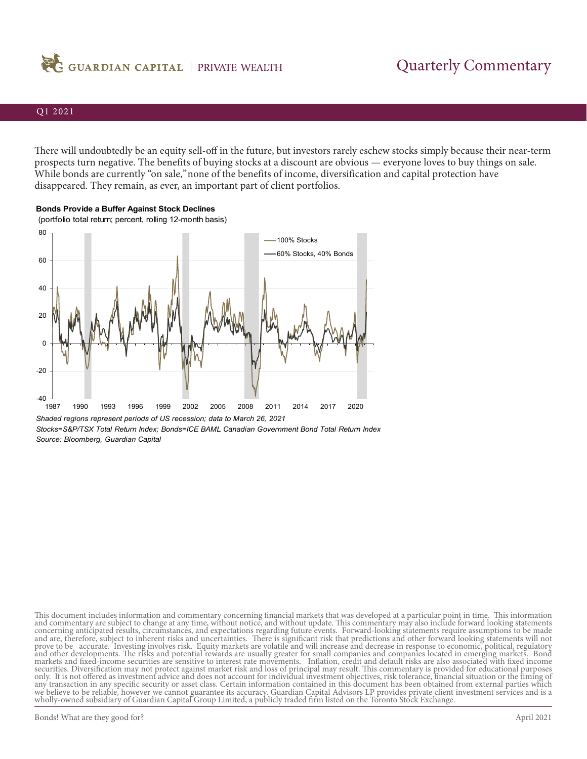There will undoubtedly be an equity sell-off in the future, but investors rarely eschew stocks simply because their near-term prospects turn negative. The benefits of buying stocks at a discount are obvious — everyone loves to buy things on sale. While bonds are currently "on sale," none of the benefits of income, diversification and capital protection have disappeared. They remain, as ever, an important part of client portfolios.

**Bonds Provide a Buffer Against Stock Declines**

(portfolio total return; percent, rolling 12-month basis)

80
60
40
20
0
-20
-40

1987 1990 1993 1996 1999 2002 2005 2008 2011 2014 2017 2020

100% Stocks
60% Stocks, 40% Bonds

*Shaded regions represent periods of US recession; data to March 26, 2021*

*Stocks=S&P/TSX Total Return Index; Bonds=ICE BAML Canadian Government Bond Total Return Index*

*Source: Bloomberg, Guardian Capital*

This document includes information and commentary concerning financial markets that was developed at a particular point in time. This information and commentary are subject to change at any time, without notice, and without update. This commentary may also include forward looking statements concerning anticipated results, circumstances, and expectations regarding future events. Forward-looking statements require assumptions to be made and are, therefore, subject to inherent risks and uncertainties. There is significant risk that predictions and other forward looking statements will not prove to be accurate. Investing involves risk. Equity markets are volatile and will increase and decrease in response to economic, political, regulatory and other developments. The risks and potential rewards are usually greater for small companies and companies located in emerging markets. Bond markets and fixed-income securities are sensitive to interest rate movements. Inflation, credit and default risks are also associated with fixed income securities. Diversification may not protect against market risk and loss of principal may result. This commentary is provided for educational purposes only. It is not offered as investment advice and does not account for individual investment objectives, risk tolerance, financial situation or the timing of any transaction in any specific security or asset class. Certain information contained in this document has been obtained from external parties which we believe to be reliable, however we cannot guarantee its accuracy. Guardian Capital Advisors LP provides private client investment services and is a wholly-owned subsidiary of Guardian Capital Group Limited, a publicly traded firm listed on the Toronto Stock Exchange.